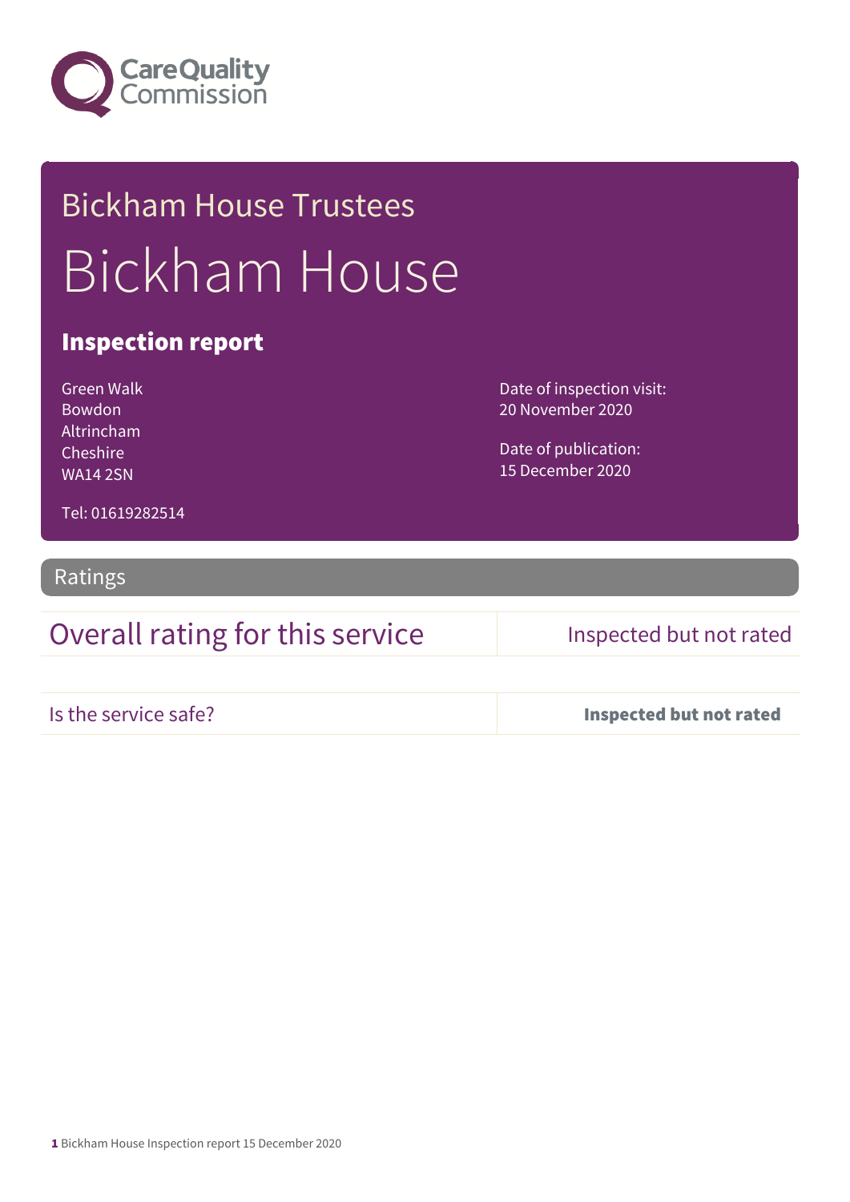Care Quality Commission

# Bickham House Trustees

# Bickham House

## Inspection report

Green Walk
Bowdon
Altrincham
Cheshire
WA14 2SN

Tel: 01619282514

Date of inspection visit:
20 November 2020

Date of publication:
15 December 2020

## Ratings

| Overall rating for this service | Inspected but not rated |
| --- | --- |
| Is the service safe? | **Inspected but not rated** |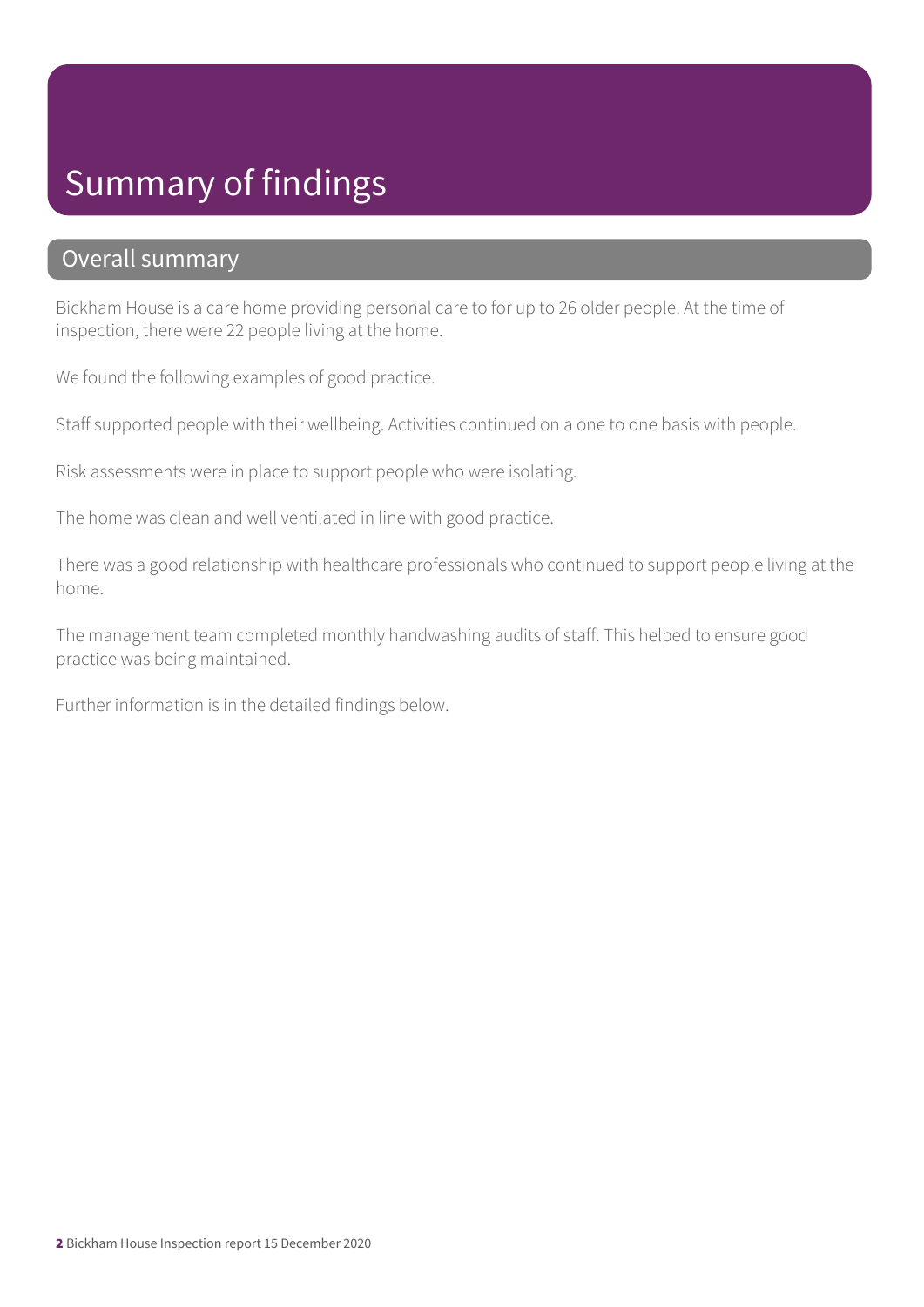# Summary of findings

## Overall summary

Bickham House is a care home providing personal care to for up to 26 older people. At the time of inspection, there were 22 people living at the home.

We found the following examples of good practice.

Staff supported people with their wellbeing. Activities continued on a one to one basis with people.

Risk assessments were in place to support people who were isolating.

The home was clean and well ventilated in line with good practice.

There was a good relationship with healthcare professionals who continued to support people living at the home.

The management team completed monthly handwashing audits of staff. This helped to ensure good practice was being maintained.

Further information is in the detailed findings below.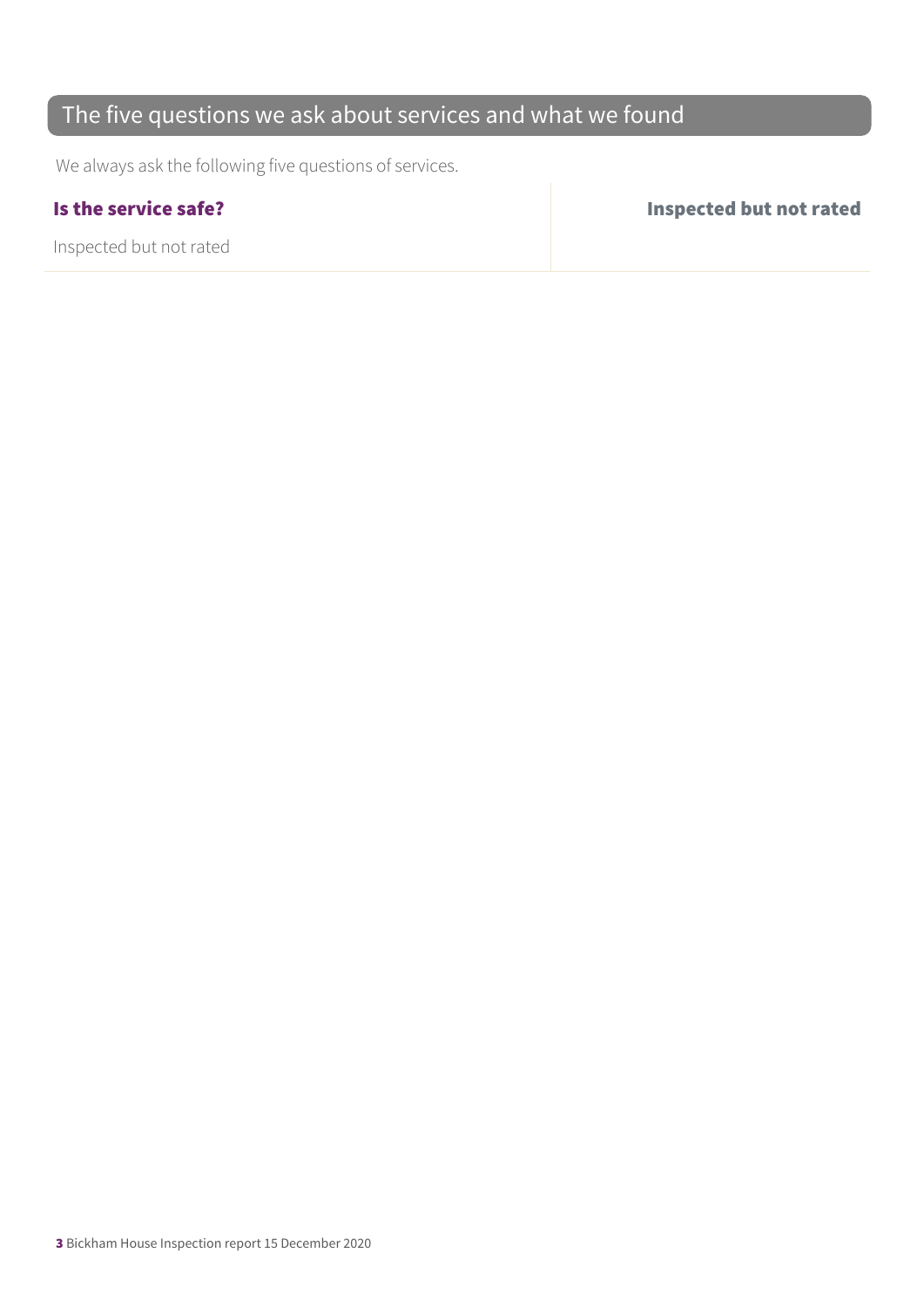## The five questions we ask about services and what we found

We always ask the following five questions of services.

| **Is the service safe?** | **Inspected but not rated** |
| --- | --- |
| Inspected but not rated | |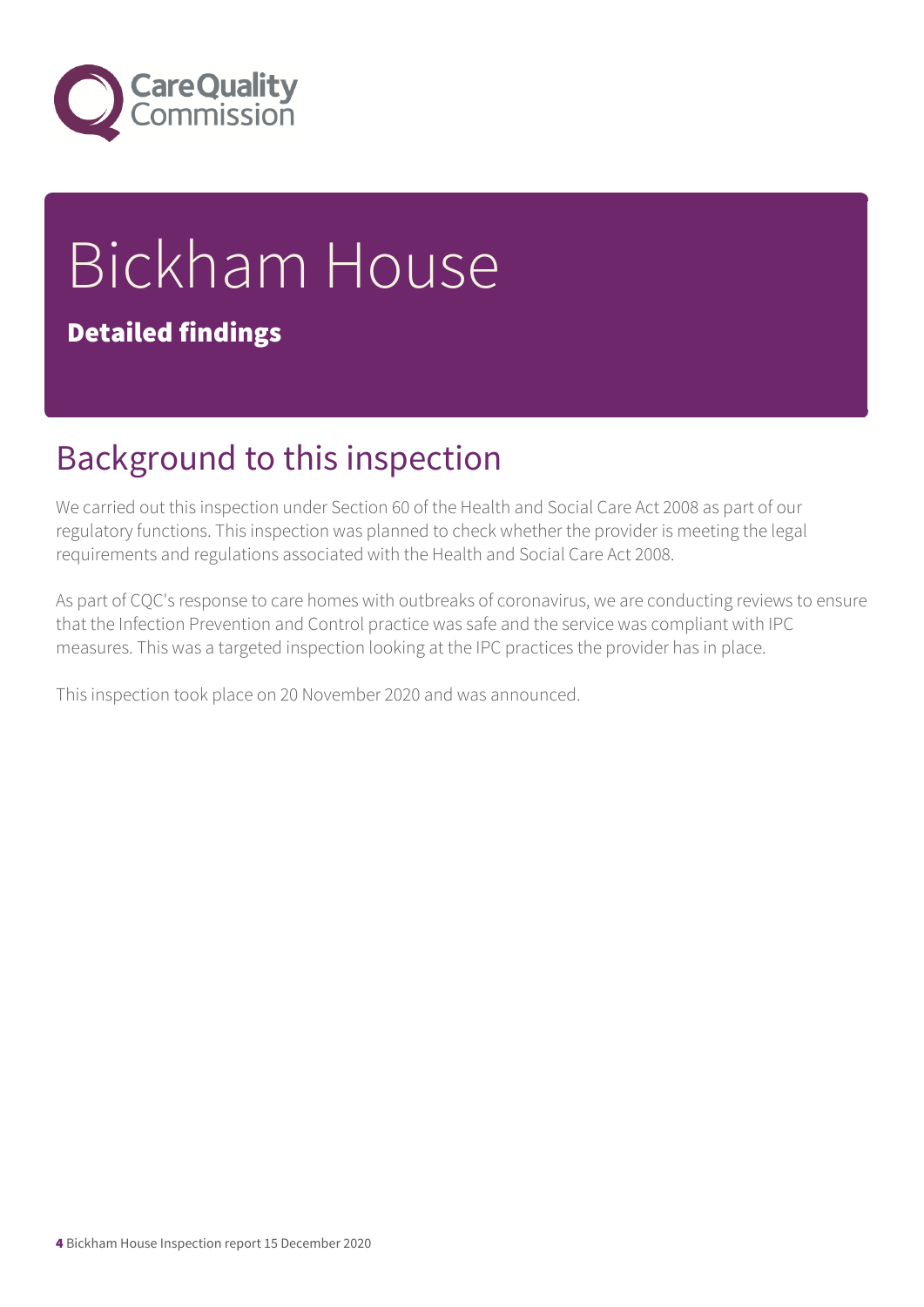# Bickham House

**Detailed findings**

## Background to this inspection

We carried out this inspection under Section 60 of the Health and Social Care Act 2008 as part of our regulatory functions. This inspection was planned to check whether the provider is meeting the legal requirements and regulations associated with the Health and Social Care Act 2008.

As part of CQC's response to care homes with outbreaks of coronavirus, we are conducting reviews to ensure that the Infection Prevention and Control practice was safe and the service was compliant with IPC measures. This was a targeted inspection looking at the IPC practices the provider has in place.

This inspection took place on 20 November 2020 and was announced.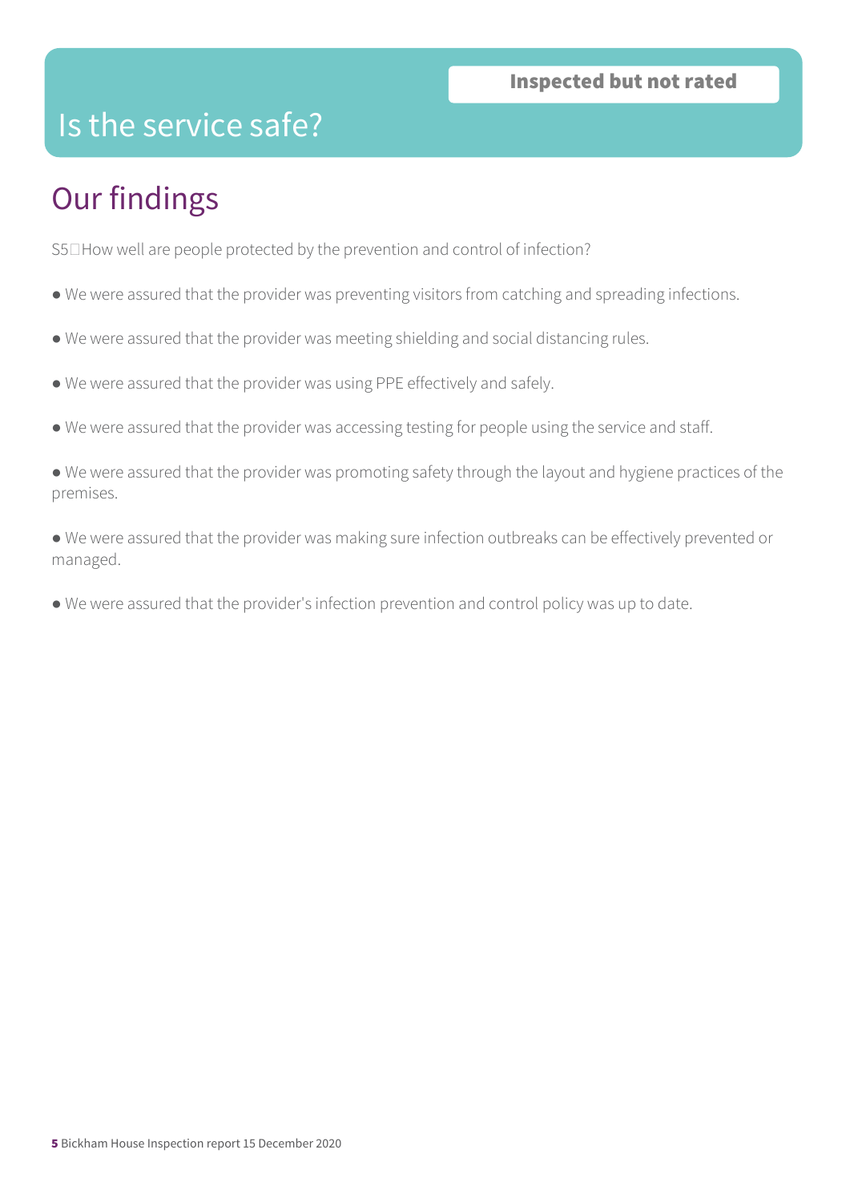Inspected but not rated

# Is the service safe?

## Our findings

S5How well are people protected by the prevention and control of infection?

- We were assured that the provider was preventing visitors from catching and spreading infections.
- We were assured that the provider was meeting shielding and social distancing rules.
- We were assured that the provider was using PPE effectively and safely.
- We were assured that the provider was accessing testing for people using the service and staff.
- We were assured that the provider was promoting safety through the layout and hygiene practices of the premises.
- We were assured that the provider was making sure infection outbreaks can be effectively prevented or managed.
- We were assured that the provider's infection prevention and control policy was up to date.